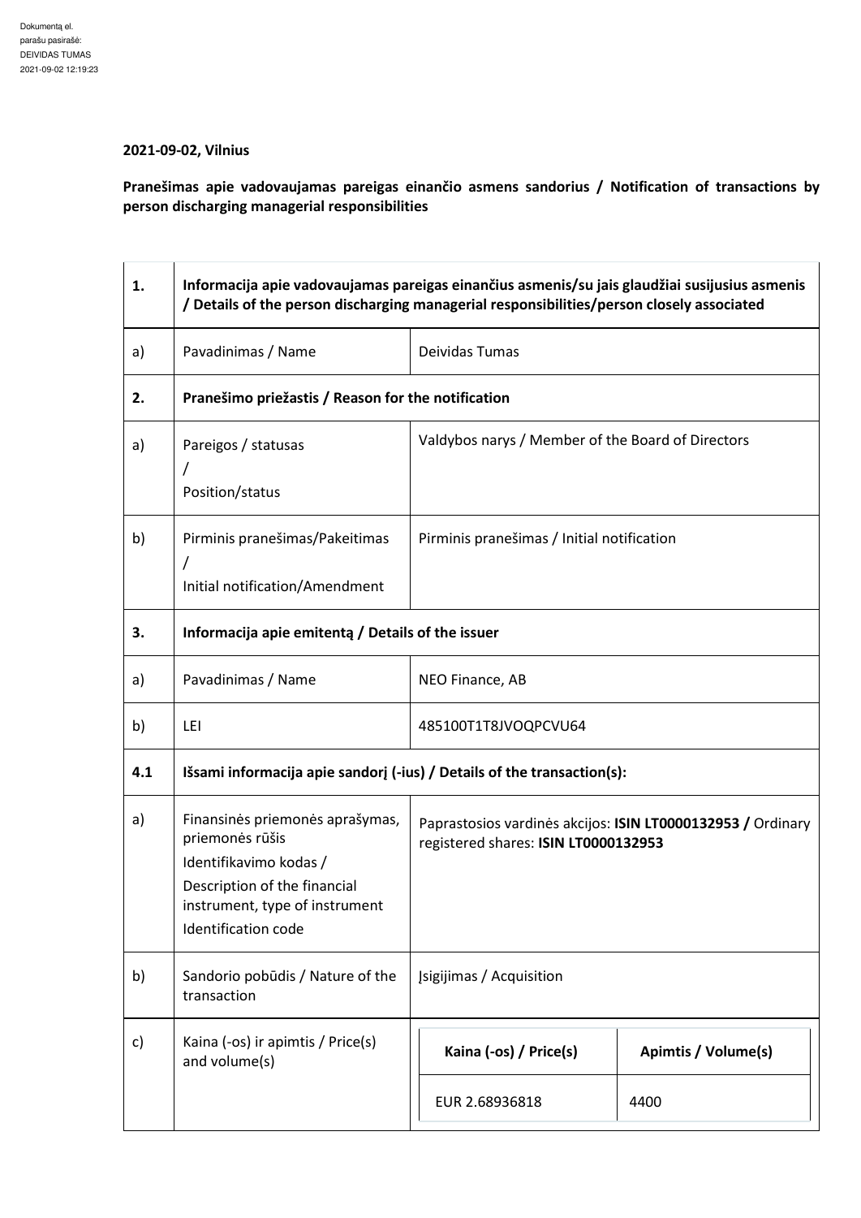Dokumentą el. parašu pasirašė: DEIVIDAS TUMAS 2021-09-02 12:19:23

**2021-09-02, Vilnius**

**Pranešimas apie vadovaujamas pareigas einančio asmens sandorius / Notification of transactions by person discharging managerial responsibilities**

| **1.** | **Informacija apie vadovaujamas pareigas einančius asmenis/su jais glaudžiai susijusius asmenis / Details of the person discharging managerial responsibilities/person closely associated** | |
|---|---|---|
| a) | Pavadinimas / Name | Deividas Tumas |
| **2.** | **Pranešimo priežastis / Reason for the notification** | |
| a) | Pareigos / statusas / Position/status | Valdybos narys / Member of the Board of Directors |
| b) | Pirminis pranešimas/Pakeitimas / Initial notification/Amendment | Pirminis pranešimas / Initial notification |
| **3.** | **Informacija apie emitentą / Details of the issuer** | |
| a) | Pavadinimas / Name | NEO Finance, AB |
| b) | LEI | 485100T1T8JVOQPCVU64 |
| **4.1** | **Išsami informacija apie sandorį (-ius) / Details of the transaction(s):** | |
| a) | Finansinės priemonės aprašymas, priemonės rūšis Identifikavimo kodas / Description of the financial instrument, type of instrument Identification code | Paprastosios vardinės akcijos: **ISIN LT0000132953 /** Ordinary registered shares: **ISIN LT0000132953** |
| b) | Sandorio pobūdis / Nature of the transaction | Įsigijimas / Acquisition |
| c) | Kaina (-os) ir apimtis / Price(s) and volume(s) | **Kaina (-os) / Price(s):** EUR 2.68936818; **Apimtis / Volume(s):** 4400 |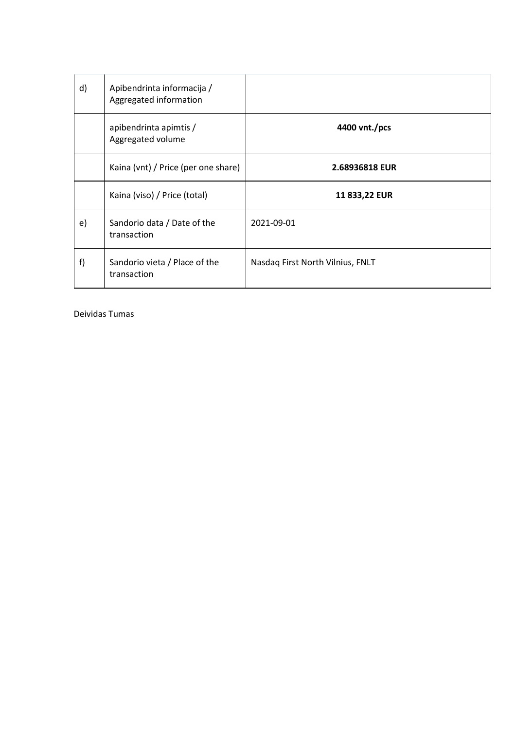| | | |
|---|---|---|
| d) | Apibendrinta informacija / Aggregated information | |
| | apibendrinta apimtis / Aggregated volume | **4400 vnt./pcs** |
| | Kaina (vnt) / Price (per one share) | **2.68936818 EUR** |
| | Kaina (viso) / Price (total) | **11 833,22 EUR** |
| e) | Sandorio data / Date of the transaction | 2021-09-01 |
| f) | Sandorio vieta / Place of the transaction | Nasdaq First North Vilnius, FNLT |

Deividas Tumas